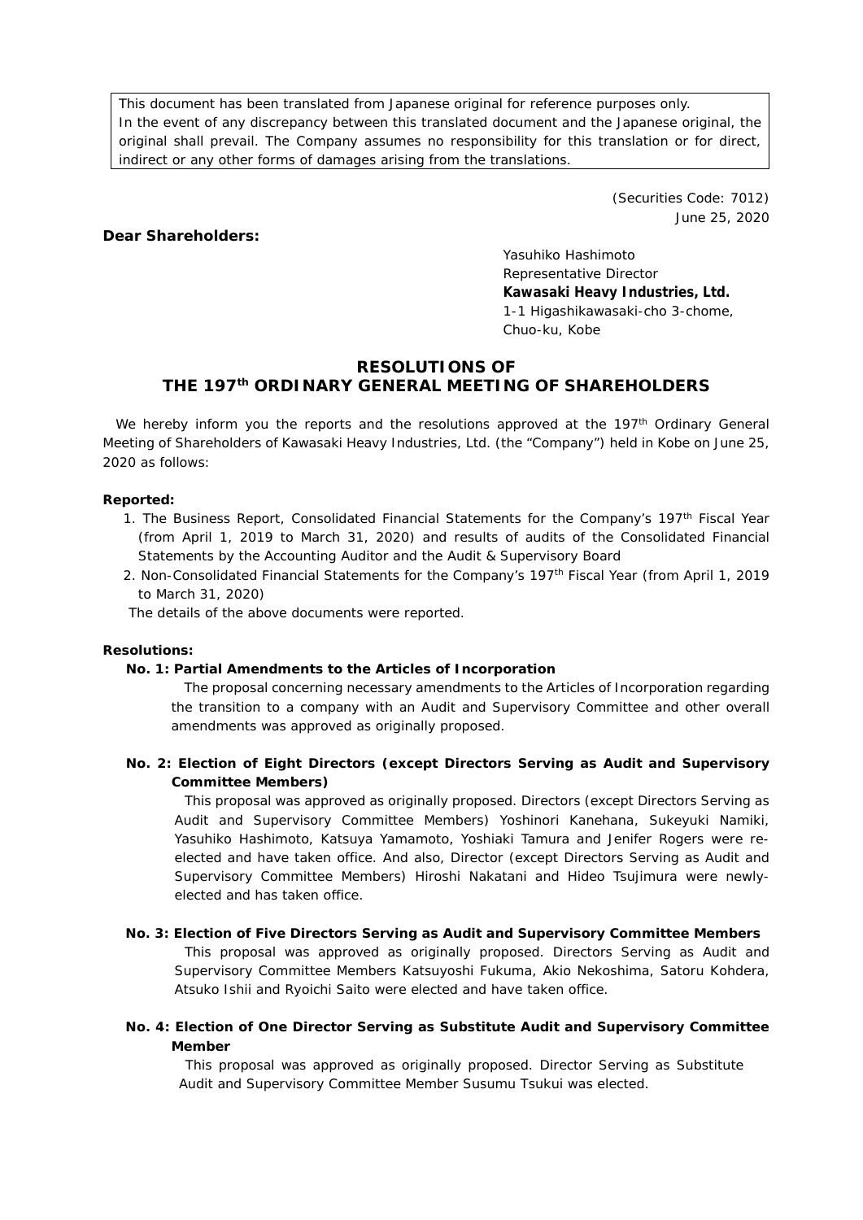This document has been translated from Japanese original for reference purposes only.
In the event of any discrepancy between this translated document and the Japanese original, the original shall prevail. The Company assumes no responsibility for this translation or for direct, indirect or any other forms of damages arising from the translations.

(Securities Code: 7012)
June 25, 2020

**Dear Shareholders:**

Yasuhiko Hashimoto
Representative Director
**Kawasaki Heavy Industries, Ltd.**
1-1 Higashikawasaki-cho 3-chome,
Chuo-ku, Kobe

# RESOLUTIONS OF THE 197th ORDINARY GENERAL MEETING OF SHAREHOLDERS

We hereby inform you the reports and the resolutions approved at the 197th Ordinary General Meeting of Shareholders of Kawasaki Heavy Industries, Ltd. (the "Company") held in Kobe on June 25, 2020 as follows:

**Reported:**

1. The Business Report, Consolidated Financial Statements for the Company's 197th Fiscal Year (from April 1, 2019 to March 31, 2020) and results of audits of the Consolidated Financial Statements by the Accounting Auditor and the Audit & Supervisory Board
2. Non-Consolidated Financial Statements for the Company's 197th Fiscal Year (from April 1, 2019 to March 31, 2020)

The details of the above documents were reported.

**Resolutions:**

**No. 1: Partial Amendments to the Articles of Incorporation**

The proposal concerning necessary amendments to the Articles of Incorporation regarding the transition to a company with an Audit and Supervisory Committee and other overall amendments was approved as originally proposed.

**No. 2: Election of Eight Directors (except Directors Serving as Audit and Supervisory Committee Members)**

This proposal was approved as originally proposed. Directors (except Directors Serving as Audit and Supervisory Committee Members) Yoshinori Kanehana, Sukeyuki Namiki, Yasuhiko Hashimoto, Katsuya Yamamoto, Yoshiaki Tamura and Jenifer Rogers were re-elected and have taken office. And also, Director (except Directors Serving as Audit and Supervisory Committee Members) Hiroshi Nakatani and Hideo Tsujimura were newly-elected and has taken office.

**No. 3: Election of Five Directors Serving as Audit and Supervisory Committee Members**

This proposal was approved as originally proposed. Directors Serving as Audit and Supervisory Committee Members Katsuyoshi Fukuma, Akio Nekoshima, Satoru Kohdera, Atsuko Ishii and Ryoichi Saito were elected and have taken office.

**No. 4: Election of One Director Serving as Substitute Audit and Supervisory Committee Member**

This proposal was approved as originally proposed. Director Serving as Substitute Audit and Supervisory Committee Member Susumu Tsukui was elected.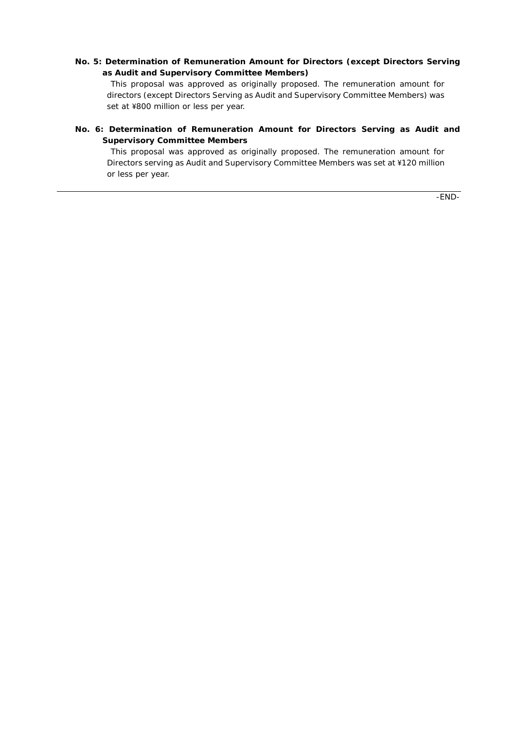**No. 5: Determination of Remuneration Amount for Directors (except Directors Serving as Audit and Supervisory Committee Members)**

This proposal was approved as originally proposed. The remuneration amount for directors (except Directors Serving as Audit and Supervisory Committee Members) was set at ¥800 million or less per year.

**No. 6: Determination of Remuneration Amount for Directors Serving as Audit and Supervisory Committee Members**

This proposal was approved as originally proposed. The remuneration amount for Directors serving as Audit and Supervisory Committee Members was set at ¥120 million or less per year.

---

-END-